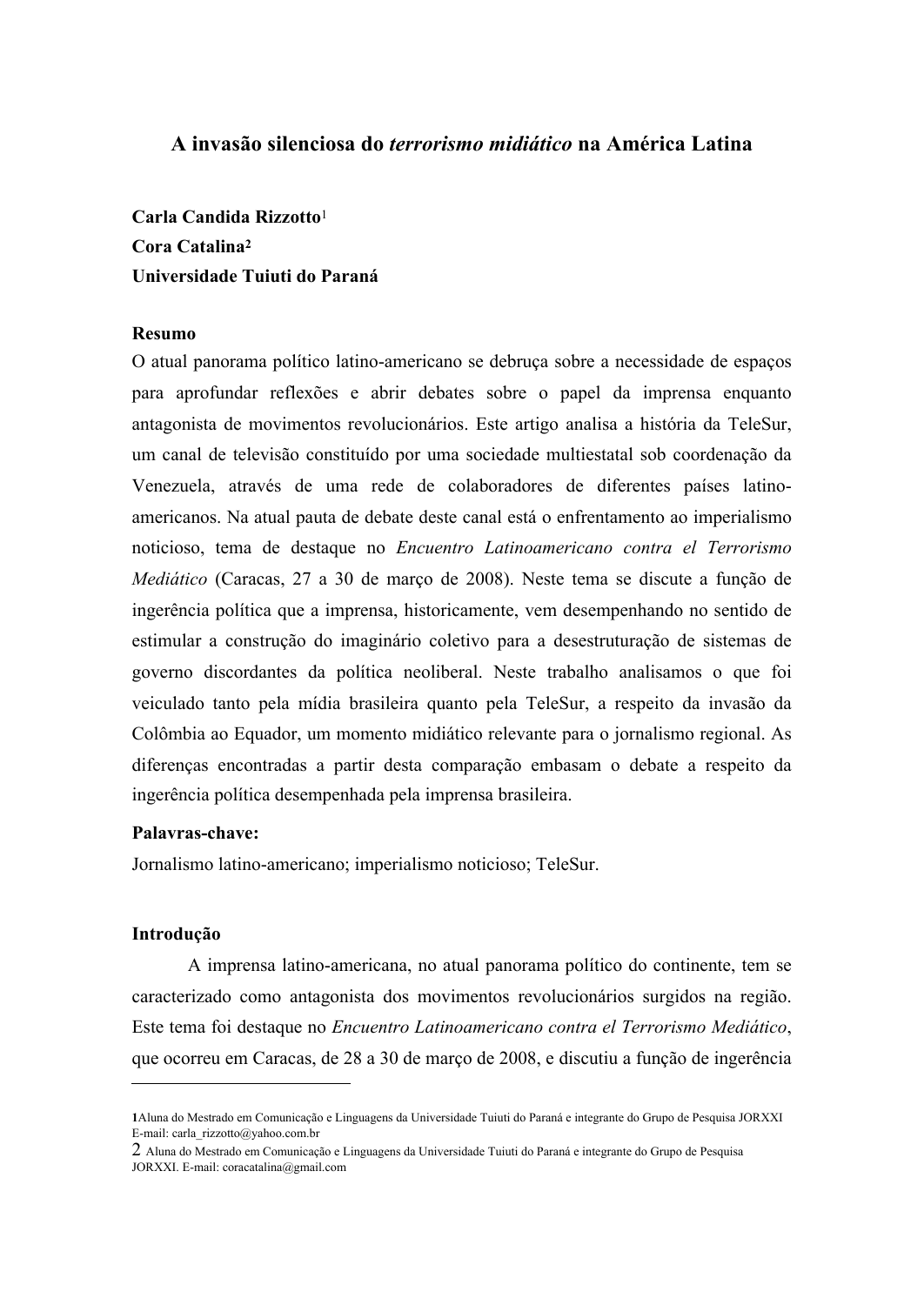# A invasão silenciosa do *terrorismo midiático* na América Latina

**Carla Candida Rizzotto**[1]
**Cora Catalina**[2]
**Universidade Tuiuti do Paraná**

**Resumo**

O atual panorama político latino-americano se debruça sobre a necessidade de espaços para aprofundar reflexões e abrir debates sobre o papel da imprensa enquanto antagonista de movimentos revolucionários. Este artigo analisa a história da TeleSur, um canal de televisão constituído por uma sociedade multiestatal sob coordenação da Venezuela, através de uma rede de colaboradores de diferentes países latino-americanos. Na atual pauta de debate deste canal está o enfrentamento ao imperialismo noticioso, tema de destaque no *Encuentro Latinoamericano contra el Terrorismo Mediático* (Caracas, 27 a 30 de março de 2008). Neste tema se discute a função de ingerência política que a imprensa, historicamente, vem desempenhando no sentido de estimular a construção do imaginário coletivo para a desestruturação de sistemas de governo discordantes da política neoliberal. Neste trabalho analisamos o que foi veiculado tanto pela mídia brasileira quanto pela TeleSur, a respeito da invasão da Colômbia ao Equador, um momento midiático relevante para o jornalismo regional. As diferenças encontradas a partir desta comparação embasam o debate a respeito da ingerência política desempenhada pela imprensa brasileira.

**Palavras-chave:**
Jornalismo latino-americano; imperialismo noticioso; TeleSur.

**Introdução**

A imprensa latino-americana, no atual panorama político do continente, tem se caracterizado como antagonista dos movimentos revolucionários surgidos na região. Este tema foi destaque no *Encuentro Latinoamericano contra el Terrorismo Mediático*, que ocorreu em Caracas, de 28 a 30 de março de 2008, e discutiu a função de ingerência

---

[1] Aluna do Mestrado em Comunicação e Linguagens da Universidade Tuiuti do Paraná e integrante do Grupo de Pesquisa JORXXI E-mail: carla_rizzotto@yahoo.com.br

[2] Aluna do Mestrado em Comunicação e Linguagens da Universidade Tuiuti do Paraná e integrante do Grupo de Pesquisa JORXXI. E-mail: coracatalina@gmail.com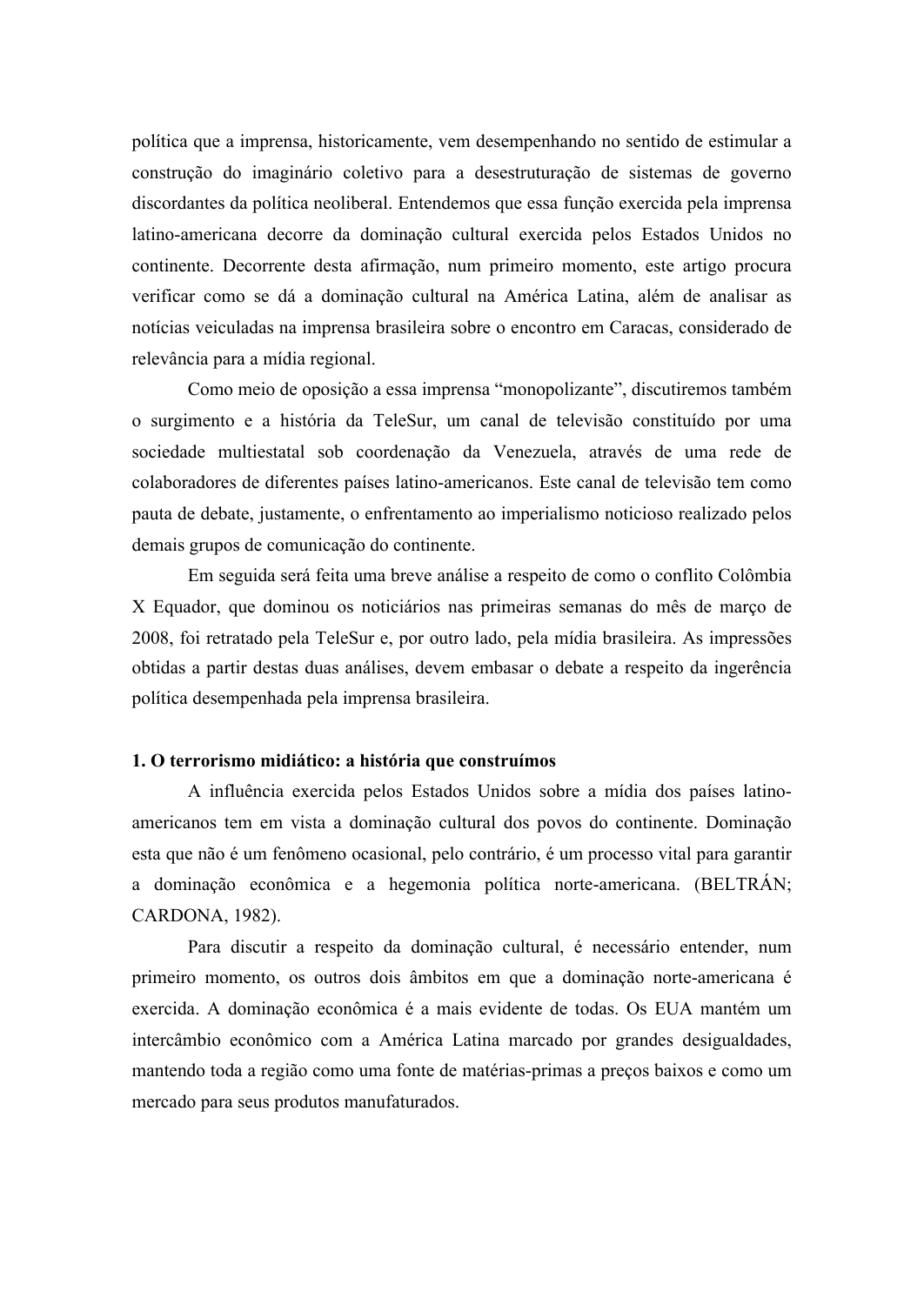política que a imprensa, historicamente, vem desempenhando no sentido de estimular a construção do imaginário coletivo para a desestruturação de sistemas de governo discordantes da política neoliberal. Entendemos que essa função exercida pela imprensa latino-americana decorre da dominação cultural exercida pelos Estados Unidos no continente. Decorrente desta afirmação, num primeiro momento, este artigo procura verificar como se dá a dominação cultural na América Latina, além de analisar as notícias veiculadas na imprensa brasileira sobre o encontro em Caracas, considerado de relevância para a mídia regional.

Como meio de oposição a essa imprensa "monopolizante", discutiremos também o surgimento e a história da TeleSur, um canal de televisão constituído por uma sociedade multiestatal sob coordenação da Venezuela, através de uma rede de colaboradores de diferentes países latino-americanos. Este canal de televisão tem como pauta de debate, justamente, o enfrentamento ao imperialismo noticioso realizado pelos demais grupos de comunicação do continente.

Em seguida será feita uma breve análise a respeito de como o conflito Colômbia X Equador, que dominou os noticiários nas primeiras semanas do mês de março de 2008, foi retratado pela TeleSur e, por outro lado, pela mídia brasileira. As impressões obtidas a partir destas duas análises, devem embasar o debate a respeito da ingerência política desempenhada pela imprensa brasileira.

## 1. O terrorismo midiático: a história que construímos

A influência exercida pelos Estados Unidos sobre a mídia dos países latino-americanos tem em vista a dominação cultural dos povos do continente. Dominação esta que não é um fenômeno ocasional, pelo contrário, é um processo vital para garantir a dominação econômica e a hegemonia política norte-americana. (BELTRÁN; CARDONA, 1982).

Para discutir a respeito da dominação cultural, é necessário entender, num primeiro momento, os outros dois âmbitos em que a dominação norte-americana é exercida. A dominação econômica é a mais evidente de todas. Os EUA mantém um intercâmbio econômico com a América Latina marcado por grandes desigualdades, mantendo toda a região como uma fonte de matérias-primas a preços baixos e como um mercado para seus produtos manufaturados.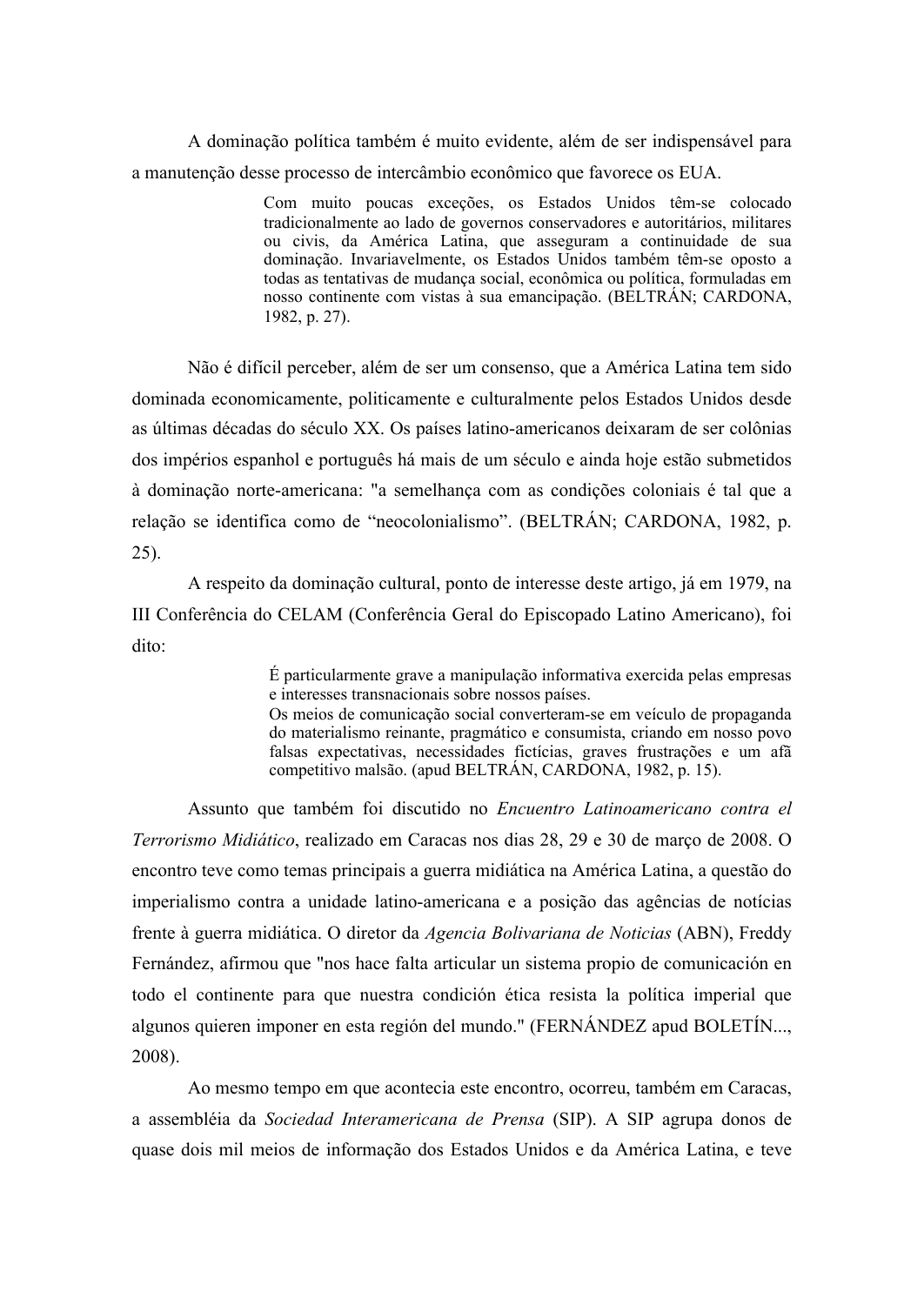A dominação política também é muito evidente, além de ser indispensável para a manutenção desse processo de intercâmbio econômico que favorece os EUA.

> Com muito poucas exceções, os Estados Unidos têm-se colocado tradicionalmente ao lado de governos conservadores e autoritários, militares ou civis, da América Latina, que asseguram a continuidade de sua dominação. Invariavelmente, os Estados Unidos também têm-se oposto a todas as tentativas de mudança social, econômica ou política, formuladas em nosso continente com vistas à sua emancipação. (BELTRÁN; CARDONA, 1982, p. 27).

Não é difícil perceber, além de ser um consenso, que a América Latina tem sido dominada economicamente, politicamente e culturalmente pelos Estados Unidos desde as últimas décadas do século XX. Os países latino-americanos deixaram de ser colônias dos impérios espanhol e português há mais de um século e ainda hoje estão submetidos à dominação norte-americana: "a semelhança com as condições coloniais é tal que a relação se identifica como de "neocolonialismo". (BELTRÁN; CARDONA, 1982, p. 25).

A respeito da dominação cultural, ponto de interesse deste artigo, já em 1979, na III Conferência do CELAM (Conferência Geral do Episcopado Latino Americano), foi dito:

> É particularmente grave a manipulação informativa exercida pelas empresas e interesses transnacionais sobre nossos países.
> Os meios de comunicação social converteram-se em veículo de propaganda do materialismo reinante, pragmático e consumista, criando em nosso povo falsas expectativas, necessidades fictícias, graves frustrações e um afã competitivo malsão. (apud BELTRÁN, CARDONA, 1982, p. 15).

Assunto que também foi discutido no *Encuentro Latinoamericano contra el Terrorismo Midiático*, realizado em Caracas nos dias 28, 29 e 30 de março de 2008. O encontro teve como temas principais a guerra midiática na América Latina, a questão do imperialismo contra a unidade latino-americana e a posição das agências de notícias frente à guerra midiática. O diretor da *Agencia Bolivariana de Noticias* (ABN), Freddy Fernández, afirmou que "nos hace falta articular un sistema propio de comunicación en todo el continente para que nuestra condición ética resista la política imperial que algunos quieren imponer en esta región del mundo." (FERNÁNDEZ apud BOLETÍN..., 2008).

Ao mesmo tempo em que acontecia este encontro, ocorreu, também em Caracas, a assembléia da *Sociedad Interamericana de Prensa* (SIP). A SIP agrupa donos de quase dois mil meios de informação dos Estados Unidos e da América Latina, e teve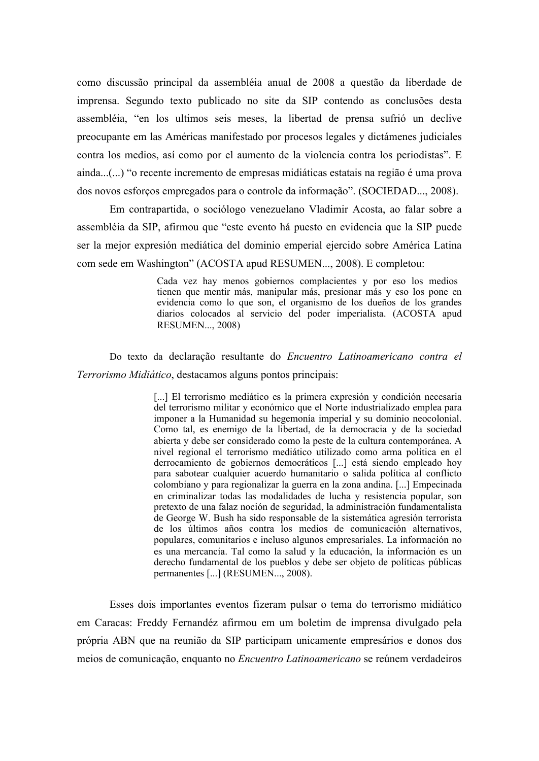como discussão principal da assembléia anual de 2008 a questão da liberdade de imprensa. Segundo texto publicado no site da SIP contendo as conclusões desta assembléia, "en los ultimos seis meses, la libertad de prensa sufrió un declive preocupante em las Américas manifestado por procesos legales y dictámenes judiciales contra los medios, así como por el aumento de la violencia contra los periodistas". E ainda...(...) "o recente incremento de empresas midiáticas estatais na região é uma prova dos novos esforços empregados para o controle da informação". (SOCIEDAD..., 2008).

Em contrapartida, o sociólogo venezuelano Vladimir Acosta, ao falar sobre a assembléia da SIP, afirmou que "este evento há puesto en evidencia que la SIP puede ser la mejor expresión mediática del dominio emperial ejercido sobre América Latina com sede em Washington" (ACOSTA apud RESUMEN..., 2008). E completou:

> Cada vez hay menos gobiernos complacientes y por eso los medios tienen que mentir más, manipular más, presionar más y eso los pone en evidencia como lo que son, el organismo de los dueños de los grandes diarios colocados al servicio del poder imperialista. (ACOSTA apud RESUMEN..., 2008)

Do texto da declaração resultante do *Encuentro Latinoamericano contra el Terrorismo Midiático*, destacamos alguns pontos principais:

> [...] El terrorismo mediático es la primera expresión y condición necesaria del terrorismo militar y económico que el Norte industrializado emplea para imponer a la Humanidad su hegemonía imperial y su dominio neocolonial. Como tal, es enemigo de la libertad, de la democracia y de la sociedad abierta y debe ser considerado como la peste de la cultura contemporánea. A nivel regional el terrorismo mediático utilizado como arma política en el derrocamiento de gobiernos democráticos [...] está siendo empleado hoy para sabotear cualquier acuerdo humanitario o salida política al conflicto colombiano y para regionalizar la guerra en la zona andina. [...] Empecinada en criminalizar todas las modalidades de lucha y resistencia popular, son pretexto de una falaz noción de seguridad, la administración fundamentalista de George W. Bush ha sido responsable de la sistemática agresión terrorista de los últimos años contra los medios de comunicación alternativos, populares, comunitarios e incluso algunos empresariales. La información no es una mercancía. Tal como la salud y la educación, la información es un derecho fundamental de los pueblos y debe ser objeto de políticas públicas permanentes [...] (RESUMEN..., 2008).

Esses dois importantes eventos fizeram pulsar o tema do terrorismo midiático em Caracas: Freddy Fernandéz afirmou em um boletim de imprensa divulgado pela própria ABN que na reunião da SIP participam unicamente empresários e donos dos meios de comunicação, enquanto no *Encuentro Latinoamericano* se reúnem verdadeiros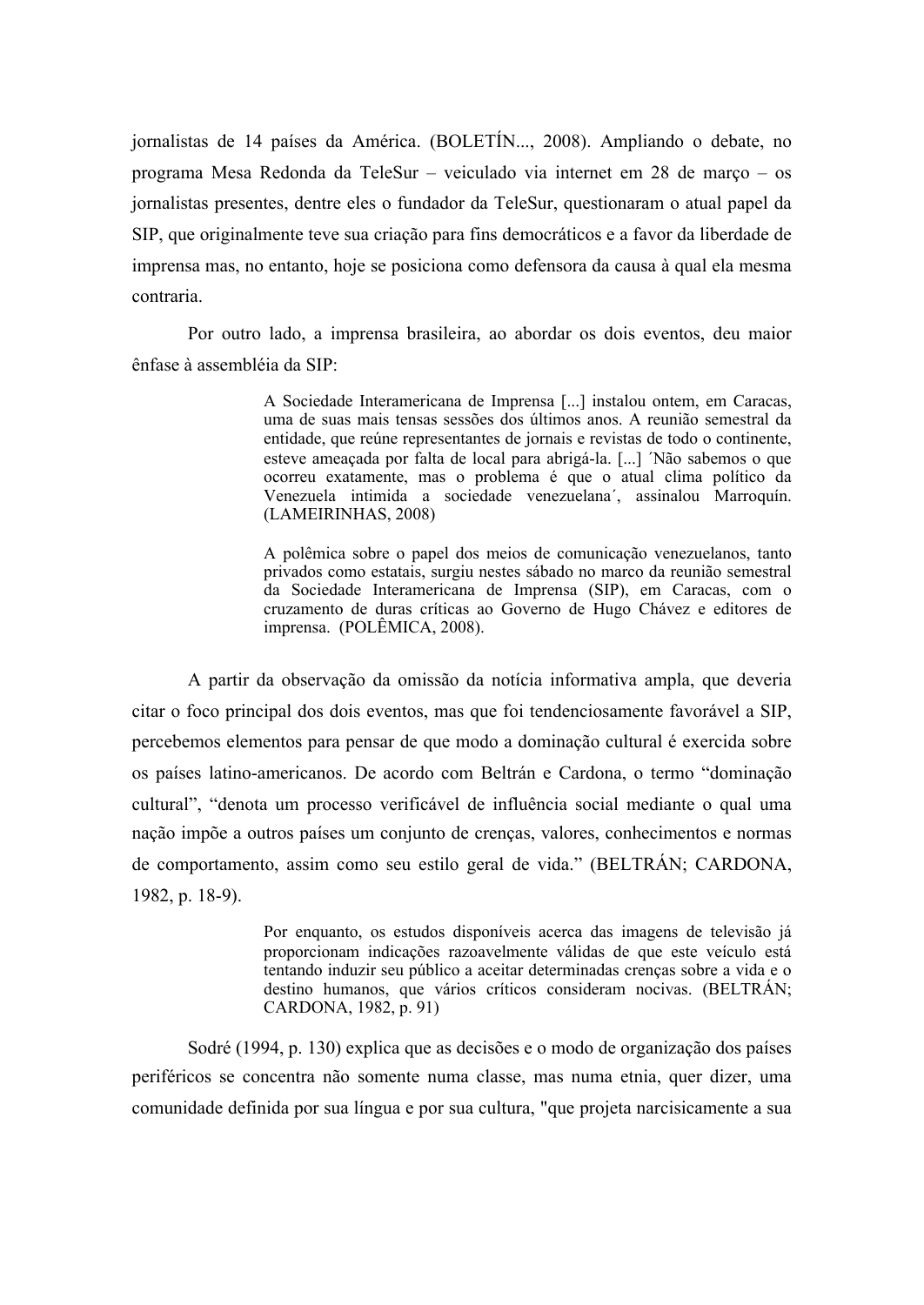jornalistas de 14 países da América. (BOLETÍN..., 2008). Ampliando o debate, no programa Mesa Redonda da TeleSur – veiculado via internet em 28 de março – os jornalistas presentes, dentre eles o fundador da TeleSur, questionaram o atual papel da SIP, que originalmente teve sua criação para fins democráticos e a favor da liberdade de imprensa mas, no entanto, hoje se posiciona como defensora da causa à qual ela mesma contraria.

Por outro lado, a imprensa brasileira, ao abordar os dois eventos, deu maior ênfase à assembléia da SIP:

> A Sociedade Interamericana de Imprensa [...] instalou ontem, em Caracas, uma de suas mais tensas sessões dos últimos anos. A reunião semestral da entidade, que reúne representantes de jornais e revistas de todo o continente, esteve ameaçada por falta de local para abrigá-la. [...] ´Não sabemos o que ocorreu exatamente, mas o problema é que o atual clima político da Venezuela intimida a sociedade venezuelana´, assinalou Marroquín. (LAMEIRINHAS, 2008)

> A polêmica sobre o papel dos meios de comunicação venezuelanos, tanto privados como estatais, surgiu nestes sábado no marco da reunião semestral da Sociedade Interamericana de Imprensa (SIP), em Caracas, com o cruzamento de duras críticas ao Governo de Hugo Chávez e editores de imprensa. (POLÊMICA, 2008).

A partir da observação da omissão da notícia informativa ampla, que deveria citar o foco principal dos dois eventos, mas que foi tendenciosamente favorável a SIP, percebemos elementos para pensar de que modo a dominação cultural é exercida sobre os países latino-americanos. De acordo com Beltrán e Cardona, o termo "dominação cultural", "denota um processo verificável de influência social mediante o qual uma nação impõe a outros países um conjunto de crenças, valores, conhecimentos e normas de comportamento, assim como seu estilo geral de vida." (BELTRÁN; CARDONA, 1982, p. 18-9).

> Por enquanto, os estudos disponíveis acerca das imagens de televisão já proporcionam indicações razoavelmente válidas de que este veículo está tentando induzir seu público a aceitar determinadas crenças sobre a vida e o destino humanos, que vários críticos consideram nocivas. (BELTRÁN; CARDONA, 1982, p. 91)

Sodré (1994, p. 130) explica que as decisões e o modo de organização dos países periféricos se concentra não somente numa classe, mas numa etnia, quer dizer, uma comunidade definida por sua língua e por sua cultura, "que projeta narcisicamente a sua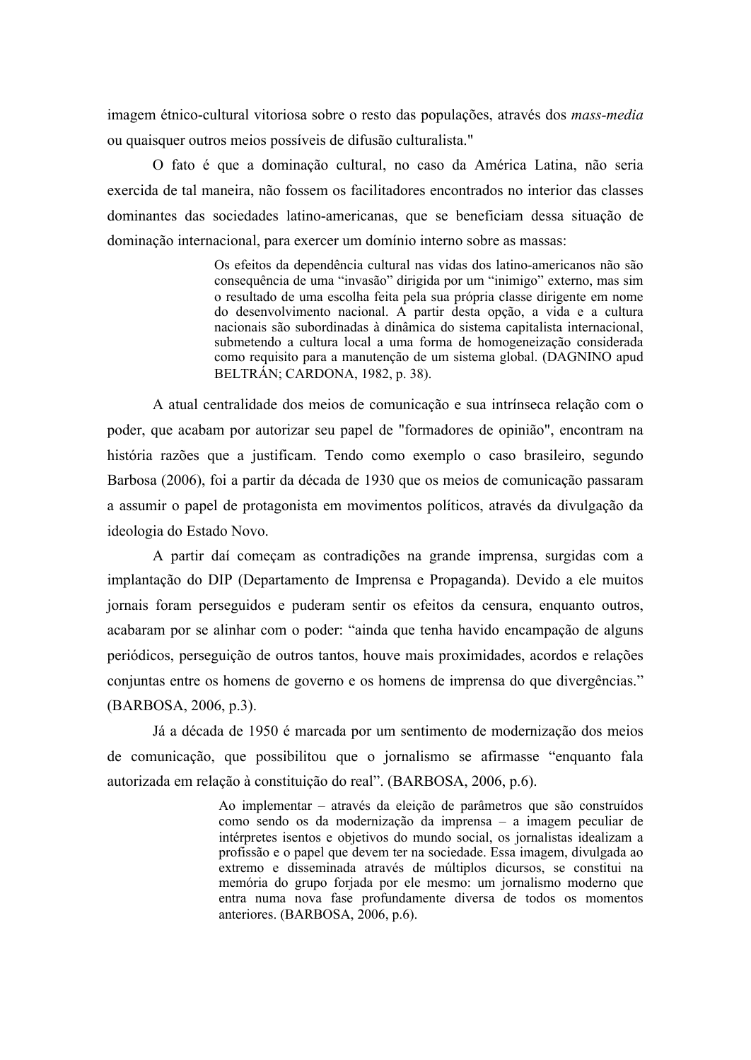imagem étnico-cultural vitoriosa sobre o resto das populações, através dos *mass-media* ou quaisquer outros meios possíveis de difusão culturalista."

O fato é que a dominação cultural, no caso da América Latina, não seria exercida de tal maneira, não fossem os facilitadores encontrados no interior das classes dominantes das sociedades latino-americanas, que se beneficiam dessa situação de dominação internacional, para exercer um domínio interno sobre as massas:

> Os efeitos da dependência cultural nas vidas dos latino-americanos não são consequência de uma "invasão" dirigida por um "inimigo" externo, mas sim o resultado de uma escolha feita pela sua própria classe dirigente em nome do desenvolvimento nacional. A partir desta opção, a vida e a cultura nacionais são subordinadas à dinâmica do sistema capitalista internacional, submetendo a cultura local a uma forma de homogeneização considerada como requisito para a manutenção de um sistema global. (DAGNINO apud BELTRÁN; CARDONA, 1982, p. 38).

A atual centralidade dos meios de comunicação e sua intrínseca relação com o poder, que acabam por autorizar seu papel de "formadores de opinião", encontram na história razões que a justificam. Tendo como exemplo o caso brasileiro, segundo Barbosa (2006), foi a partir da década de 1930 que os meios de comunicação passaram a assumir o papel de protagonista em movimentos políticos, através da divulgação da ideologia do Estado Novo.

A partir daí começam as contradições na grande imprensa, surgidas com a implantação do DIP (Departamento de Imprensa e Propaganda). Devido a ele muitos jornais foram perseguidos e puderam sentir os efeitos da censura, enquanto outros, acabaram por se alinhar com o poder: "ainda que tenha havido encampação de alguns periódicos, perseguição de outros tantos, houve mais proximidades, acordos e relações conjuntas entre os homens de governo e os homens de imprensa do que divergências." (BARBOSA, 2006, p.3).

Já a década de 1950 é marcada por um sentimento de modernização dos meios de comunicação, que possibilitou que o jornalismo se afirmasse "enquanto fala autorizada em relação à constituição do real". (BARBOSA, 2006, p.6).

> Ao implementar – através da eleição de parâmetros que são construídos como sendo os da modernização da imprensa – a imagem peculiar de intérpretes isentos e objetivos do mundo social, os jornalistas idealizam a profissão e o papel que devem ter na sociedade. Essa imagem, divulgada ao extremo e disseminada através de múltiplos dicursos, se constitui na memória do grupo forjada por ele mesmo: um jornalismo moderno que entra numa nova fase profundamente diversa de todos os momentos anteriores. (BARBOSA, 2006, p.6).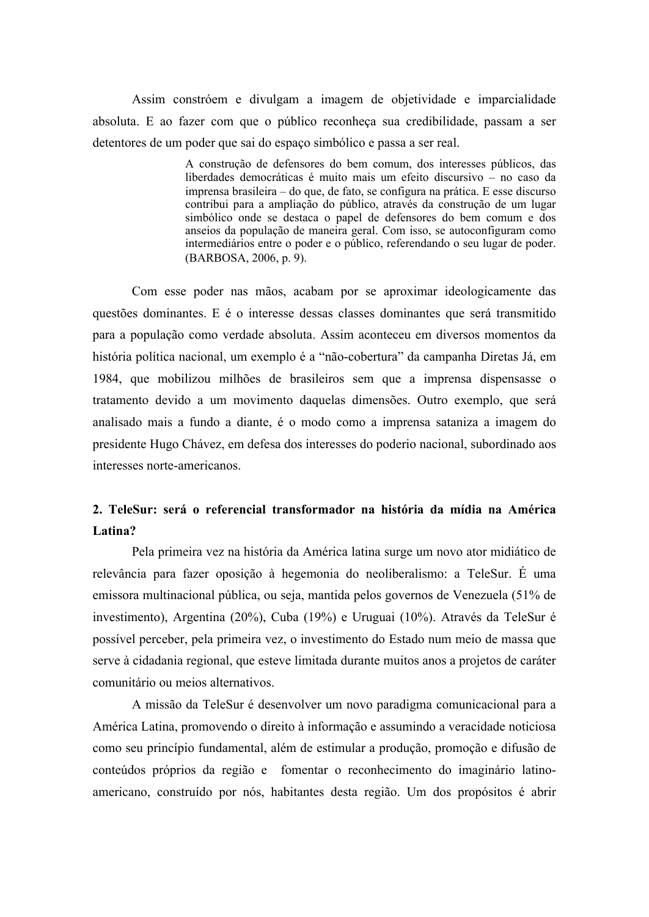Assim constróem e divulgam a imagem de objetividade e imparcialidade absoluta. E ao fazer com que o público reconheça sua credibilidade, passam a ser detentores de um poder que sai do espaço simbólico e passa a ser real.

> A construção de defensores do bem comum, dos interesses públicos, das liberdades democráticas é muito mais um efeito discursivo – no caso da imprensa brasileira – do que, de fato, se configura na prática. E esse discurso contribui para a ampliação do público, através da construção de um lugar simbólico onde se destaca o papel de defensores do bem comum e dos anseios da população de maneira geral. Com isso, se autoconfiguram como intermediários entre o poder e o público, referendando o seu lugar de poder. (BARBOSA, 2006, p. 9).

Com esse poder nas mãos, acabam por se aproximar ideologicamente das questões dominantes. E é o interesse dessas classes dominantes que será transmitido para a população como verdade absoluta. Assim aconteceu em diversos momentos da história política nacional, um exemplo é a "não-cobertura" da campanha Diretas Já, em 1984, que mobilizou milhões de brasileiros sem que a imprensa dispensasse o tratamento devido a um movimento daquelas dimensões. Outro exemplo, que será analisado mais a fundo a diante, é o modo como a imprensa sataniza a imagem do presidente Hugo Chávez, em defesa dos interesses do poderio nacional, subordinado aos interesses norte-americanos.

## 2. TeleSur: será o referencial transformador na história da mídia na América Latina?

Pela primeira vez na história da América latina surge um novo ator midiático de relevância para fazer oposição à hegemonia do neoliberalismo: a TeleSur. É uma emissora multinacional pública, ou seja, mantida pelos governos de Venezuela (51% de investimento), Argentina (20%), Cuba (19%) e Uruguai (10%). Através da TeleSur é possível perceber, pela primeira vez, o investimento do Estado num meio de massa que serve à cidadania regional, que esteve limitada durante muitos anos a projetos de caráter comunitário ou meios alternativos.

A missão da TeleSur é desenvolver um novo paradigma comunicacional para a América Latina, promovendo o direito à informação e assumindo a veracidade noticiosa como seu princípio fundamental, além de estimular a produção, promoção e difusão de conteúdos próprios da região e fomentar o reconhecimento do imaginário latino-americano, construído por nós, habitantes desta região. Um dos propósitos é abrir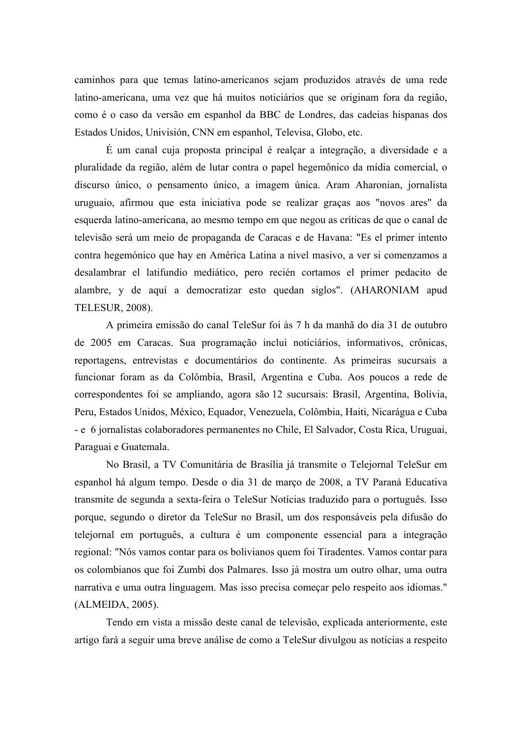caminhos para que temas latino-americanos sejam produzidos através de uma rede latino-americana, uma vez que há muitos noticiários que se originam fora da região, como é o caso da versão em espanhol da BBC de Londres, das cadeias hispanas dos Estados Unidos, Univisión, CNN em espanhol, Televisa, Globo, etc.

É um canal cuja proposta principal é realçar a integração, a diversidade e a pluralidade da região, além de lutar contra o papel hegemônico da mídia comercial, o discurso único, o pensamento único, a imagem única. Aram Aharonian, jornalista uruguaio, afirmou que esta iniciativa pode se realizar graças aos "novos ares" da esquerda latino-americana, ao mesmo tempo em que negou as críticas de que o canal de televisão será um meio de propaganda de Caracas e de Havana: "Es el primer intento contra hegemónico que hay en América Latina a nivel masivo, a ver si comenzamos a desalambrar el latifundio mediático, pero recién cortamos el primer pedacito de alambre, y de aquí a democratizar esto quedan siglos". (AHARONIAM apud TELESUR, 2008).

A primeira emissão do canal TeleSur foi às 7 h da manhã do dia 31 de outubro de 2005 em Caracas. Sua programação inclui noticiários, informativos, crônicas, reportagens, entrevistas e documentários do continente. As primeiras sucursais a funcionar foram as da Colômbia, Brasil, Argentina e Cuba. Aos poucos a rede de correspondentes foi se ampliando, agora são 12 sucursais: Brasil, Argentina, Bolívia, Peru, Estados Unidos, México, Equador, Venezuela, Colômbia, Haiti, Nicarágua e Cuba - e 6 jornalistas colaboradores permanentes no Chile, El Salvador, Costa Rica, Uruguai, Paraguai e Guatemala.

No Brasil, a TV Comunitária de Brasília já transmite o Telejornal TeleSur em espanhol há algum tempo. Desde o dia 31 de março de 2008, a TV Paraná Educativa transmite de segunda a sexta-feira o TeleSur Notícias traduzido para o português. Isso porque, segundo o diretor da TeleSur no Brasil, um dos responsáveis pela difusão do telejornal em português, a cultura é um componente essencial para a integração regional: "Nós vamos contar para os bolivianos quem foi Tiradentes. Vamos contar para os colombianos que foi Zumbi dos Palmares. Isso já mostra um outro olhar, uma outra narrativa e uma outra linguagem. Mas isso precisa começar pelo respeito aos idiomas." (ALMEIDA, 2005).

Tendo em vista a missão deste canal de televisão, explicada anteriormente, este artigo fará a seguir uma breve análise de como a TeleSur divulgou as notícias a respeito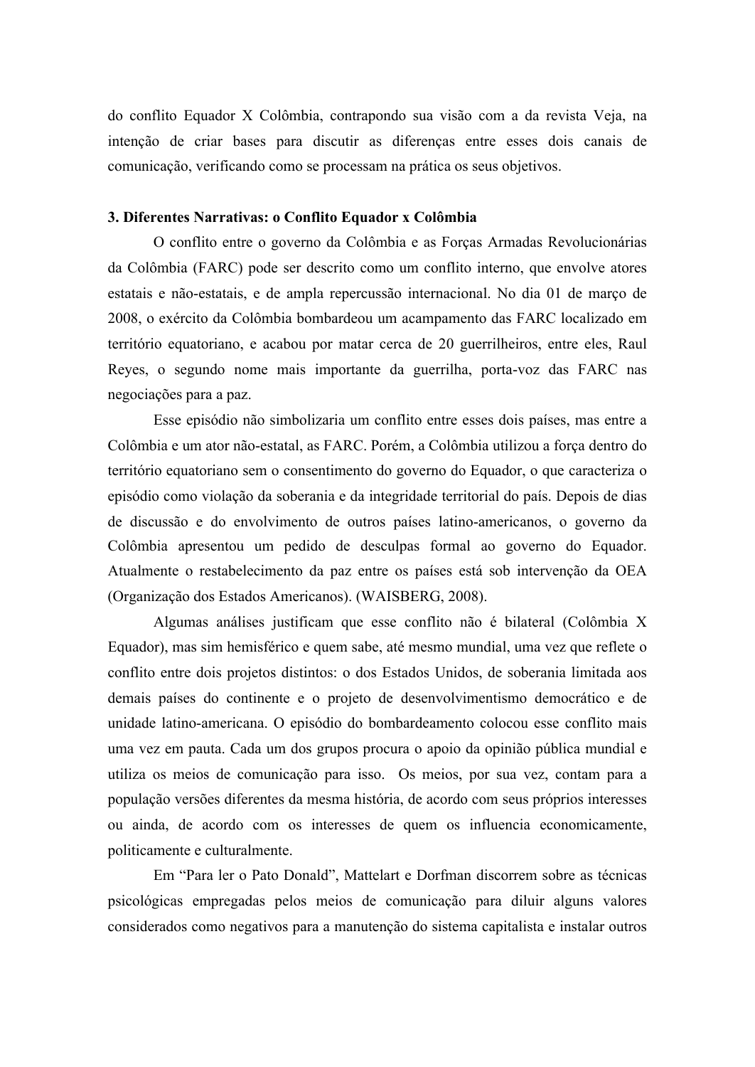do conflito Equador X Colômbia, contrapondo sua visão com a da revista Veja, na intenção de criar bases para discutir as diferenças entre esses dois canais de comunicação, verificando como se processam na prática os seus objetivos.

## 3. Diferentes Narrativas: o Conflito Equador x Colômbia

O conflito entre o governo da Colômbia e as Forças Armadas Revolucionárias da Colômbia (FARC) pode ser descrito como um conflito interno, que envolve atores estatais e não-estatais, e de ampla repercussão internacional. No dia 01 de março de 2008, o exército da Colômbia bombardeou um acampamento das FARC localizado em território equatoriano, e acabou por matar cerca de 20 guerrilheiros, entre eles, Raul Reyes, o segundo nome mais importante da guerrilha, porta-voz das FARC nas negociações para a paz.

Esse episódio não simbolizaria um conflito entre esses dois países, mas entre a Colômbia e um ator não-estatal, as FARC. Porém, a Colômbia utilizou a força dentro do território equatoriano sem o consentimento do governo do Equador, o que caracteriza o episódio como violação da soberania e da integridade territorial do país. Depois de dias de discussão e do envolvimento de outros países latino-americanos, o governo da Colômbia apresentou um pedido de desculpas formal ao governo do Equador. Atualmente o restabelecimento da paz entre os países está sob intervenção da OEA (Organização dos Estados Americanos). (WAISBERG, 2008).

Algumas análises justificam que esse conflito não é bilateral (Colômbia X Equador), mas sim hemisférico e quem sabe, até mesmo mundial, uma vez que reflete o conflito entre dois projetos distintos: o dos Estados Unidos, de soberania limitada aos demais países do continente e o projeto de desenvolvimentismo democrático e de unidade latino-americana. O episódio do bombardeamento colocou esse conflito mais uma vez em pauta. Cada um dos grupos procura o apoio da opinião pública mundial e utiliza os meios de comunicação para isso. Os meios, por sua vez, contam para a população versões diferentes da mesma história, de acordo com seus próprios interesses ou ainda, de acordo com os interesses de quem os influencia economicamente, politicamente e culturalmente.

Em "Para ler o Pato Donald", Mattelart e Dorfman discorrem sobre as técnicas psicológicas empregadas pelos meios de comunicação para diluir alguns valores considerados como negativos para a manutenção do sistema capitalista e instalar outros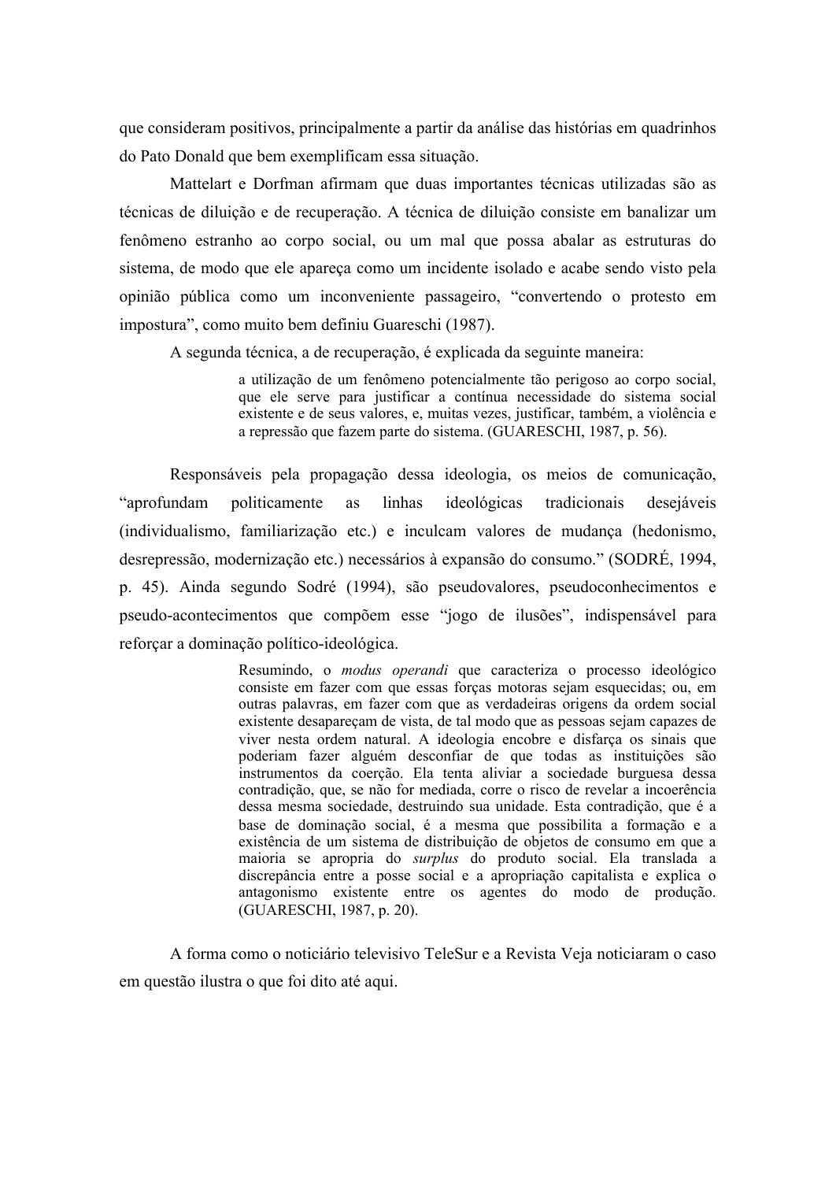que consideram positivos, principalmente a partir da análise das histórias em quadrinhos do Pato Donald que bem exemplificam essa situação.

Mattelart e Dorfman afirmam que duas importantes técnicas utilizadas são as técnicas de diluição e de recuperação. A técnica de diluição consiste em banalizar um fenômeno estranho ao corpo social, ou um mal que possa abalar as estruturas do sistema, de modo que ele apareça como um incidente isolado e acabe sendo visto pela opinião pública como um inconveniente passageiro, "convertendo o protesto em impostura", como muito bem definiu Guareschi (1987).

A segunda técnica, a de recuperação, é explicada da seguinte maneira:

> a utilização de um fenômeno potencialmente tão perigoso ao corpo social, que ele serve para justificar a contínua necessidade do sistema social existente e de seus valores, e, muitas vezes, justificar, também, a violência e a repressão que fazem parte do sistema. (GUARESCHI, 1987, p. 56).

Responsáveis pela propagação dessa ideologia, os meios de comunicação, "aprofundam politicamente as linhas ideológicas tradicionais desejáveis (individualismo, familiarização etc.) e inculcam valores de mudança (hedonismo, desrepressão, modernização etc.) necessários à expansão do consumo." (SODRÉ, 1994, p. 45). Ainda segundo Sodré (1994), são pseudovalores, pseudoconhecimentos e pseudo-acontecimentos que compõem esse "jogo de ilusões", indispensável para reforçar a dominação político-ideológica.

> Resumindo, o *modus operandi* que caracteriza o processo ideológico consiste em fazer com que essas forças motoras sejam esquecidas; ou, em outras palavras, em fazer com que as verdadeiras origens da ordem social existente desapareçam de vista, de tal modo que as pessoas sejam capazes de viver nesta ordem natural. A ideologia encobre e disfarça os sinais que poderiam fazer alguém desconfiar de que todas as instituições são instrumentos da coerção. Ela tenta aliviar a sociedade burguesa dessa contradição, que, se não for mediada, corre o risco de revelar a incoerência dessa mesma sociedade, destruindo sua unidade. Esta contradição, que é a base de dominação social, é a mesma que possibilita a formação e a existência de um sistema de distribuição de objetos de consumo em que a maioria se apropria do *surplus* do produto social. Ela translada a discrepância entre a posse social e a apropriação capitalista e explica o antagonismo existente entre os agentes do modo de produção. (GUARESCHI, 1987, p. 20).

A forma como o noticiário televisivo TeleSur e a Revista Veja noticiaram o caso em questão ilustra o que foi dito até aqui.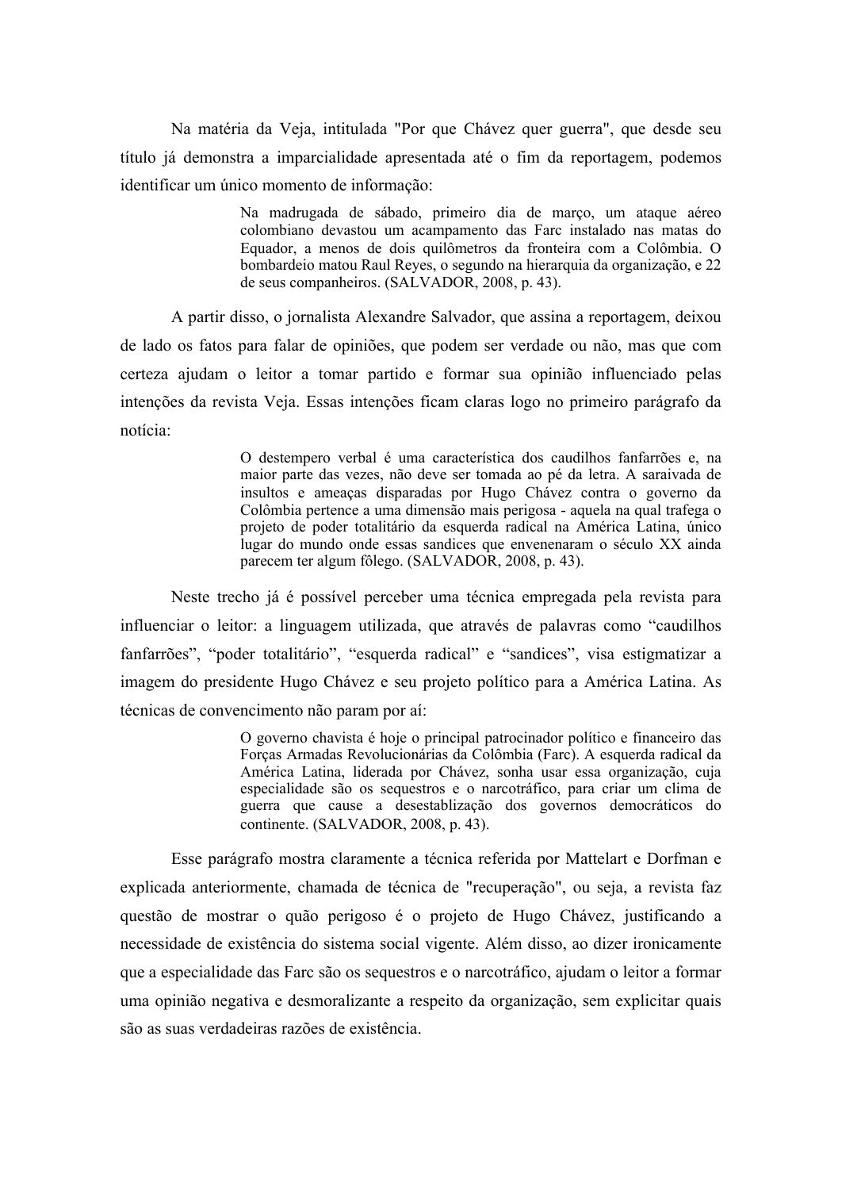Na matéria da Veja, intitulada "Por que Chávez quer guerra", que desde seu título já demonstra a imparcialidade apresentada até o fim da reportagem, podemos identificar um único momento de informação:

> Na madrugada de sábado, primeiro dia de março, um ataque aéreo colombiano devastou um acampamento das Farc instalado nas matas do Equador, a menos de dois quilômetros da fronteira com a Colômbia. O bombardeio matou Raul Reyes, o segundo na hierarquia da organização, e 22 de seus companheiros. (SALVADOR, 2008, p. 43).

A partir disso, o jornalista Alexandre Salvador, que assina a reportagem, deixou de lado os fatos para falar de opiniões, que podem ser verdade ou não, mas que com certeza ajudam o leitor a tomar partido e formar sua opinião influenciado pelas intenções da revista Veja. Essas intenções ficam claras logo no primeiro parágrafo da notícia:

> O destempero verbal é uma característica dos caudilhos fanfarrões e, na maior parte das vezes, não deve ser tomada ao pé da letra. A saraivada de insultos e ameaças disparadas por Hugo Chávez contra o governo da Colômbia pertence a uma dimensão mais perigosa - aquela na qual trafega o projeto de poder totalitário da esquerda radical na América Latina, único lugar do mundo onde essas sandices que envenenaram o século XX ainda parecem ter algum fôlego. (SALVADOR, 2008, p. 43).

Neste trecho já é possível perceber uma técnica empregada pela revista para influenciar o leitor: a linguagem utilizada, que através de palavras como "caudilhos fanfarrões", "poder totalitário", "esquerda radical" e "sandices", visa estigmatizar a imagem do presidente Hugo Chávez e seu projeto político para a América Latina. As técnicas de convencimento não param por aí:

> O governo chavista é hoje o principal patrocinador político e financeiro das Forças Armadas Revolucionárias da Colômbia (Farc). A esquerda radical da América Latina, liderada por Chávez, sonha usar essa organização, cuja especialidade são os sequestros e o narcotráfico, para criar um clima de guerra que cause a desestablização dos governos democráticos do continente. (SALVADOR, 2008, p. 43).

Esse parágrafo mostra claramente a técnica referida por Mattelart e Dorfman e explicada anteriormente, chamada de técnica de "recuperação", ou seja, a revista faz questão de mostrar o quão perigoso é o projeto de Hugo Chávez, justificando a necessidade de existência do sistema social vigente. Além disso, ao dizer ironicamente que a especialidade das Farc são os sequestros e o narcotráfico, ajudam o leitor a formar uma opinião negativa e desmoralizante a respeito da organização, sem explicitar quais são as suas verdadeiras razões de existência.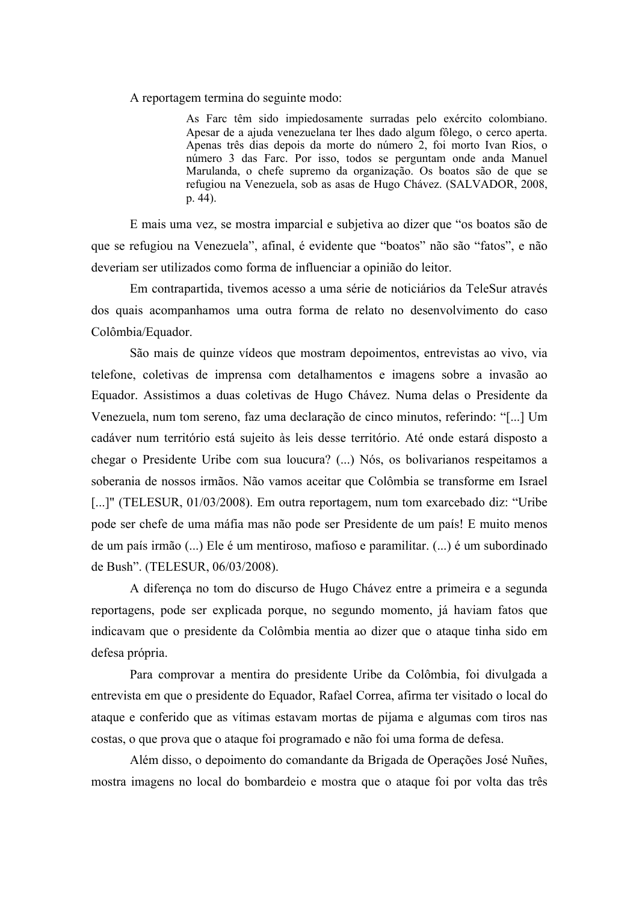A reportagem termina do seguinte modo:

> As Farc têm sido impiedosamente surradas pelo exército colombiano. Apesar de a ajuda venezuelana ter lhes dado algum fôlego, o cerco aperta. Apenas três dias depois da morte do número 2, foi morto Ivan Rios, o número 3 das Farc. Por isso, todos se perguntam onde anda Manuel Marulanda, o chefe supremo da organização. Os boatos são de que se refugiou na Venezuela, sob as asas de Hugo Chávez. (SALVADOR, 2008, p. 44).

E mais uma vez, se mostra imparcial e subjetiva ao dizer que "os boatos são de que se refugiou na Venezuela", afinal, é evidente que "boatos" não são "fatos", e não deveriam ser utilizados como forma de influenciar a opinião do leitor.

Em contrapartida, tivemos acesso a uma série de noticiários da TeleSur através dos quais acompanhamos uma outra forma de relato no desenvolvimento do caso Colômbia/Equador.

São mais de quinze vídeos que mostram depoimentos, entrevistas ao vivo, via telefone, coletivas de imprensa com detalhamentos e imagens sobre a invasão ao Equador. Assistimos a duas coletivas de Hugo Chávez. Numa delas o Presidente da Venezuela, num tom sereno, faz uma declaração de cinco minutos, referindo: "[...] Um cadáver num território está sujeito às leis desse território. Até onde estará disposto a chegar o Presidente Uribe com sua loucura? (...) Nós, os bolivarianos respeitamos a soberania de nossos irmãos. Não vamos aceitar que Colômbia se transforme em Israel [...]" (TELESUR, 01/03/2008). Em outra reportagem, num tom exarcebado diz: "Uribe pode ser chefe de uma máfia mas não pode ser Presidente de um país! E muito menos de um país irmão (...) Ele é um mentiroso, mafioso e paramilitar. (...) é um subordinado de Bush". (TELESUR, 06/03/2008).

A diferença no tom do discurso de Hugo Chávez entre a primeira e a segunda reportagens, pode ser explicada porque, no segundo momento, já haviam fatos que indicavam que o presidente da Colômbia mentia ao dizer que o ataque tinha sido em defesa própria.

Para comprovar a mentira do presidente Uribe da Colômbia, foi divulgada a entrevista em que o presidente do Equador, Rafael Correa, afirma ter visitado o local do ataque e conferido que as vítimas estavam mortas de pijama e algumas com tiros nas costas, o que prova que o ataque foi programado e não foi uma forma de defesa.

Além disso, o depoimento do comandante da Brigada de Operações José Nuñes, mostra imagens no local do bombardeio e mostra que o ataque foi por volta das três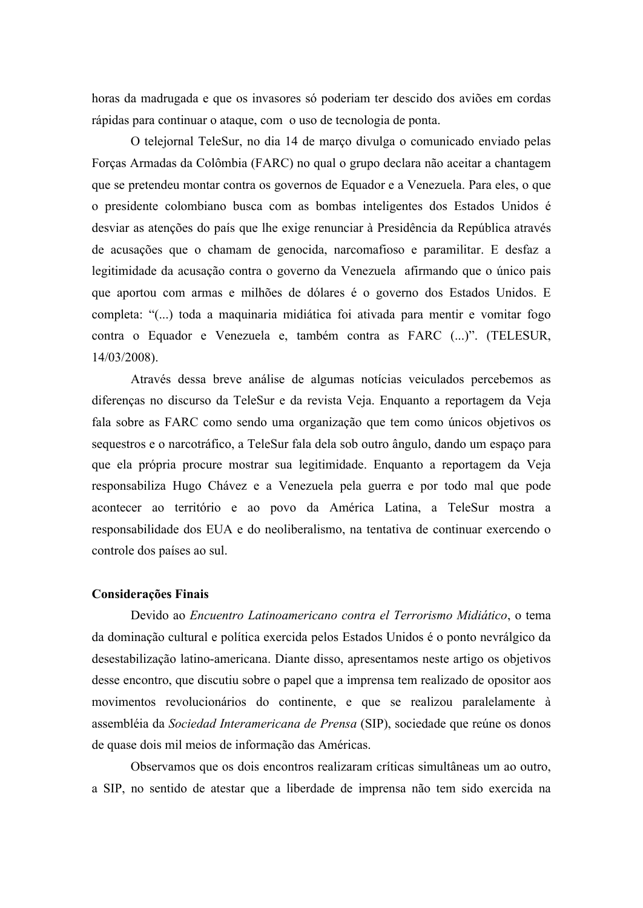horas da madrugada e que os invasores só poderiam ter descido dos aviões em cordas rápidas para continuar o ataque, com o uso de tecnologia de ponta.

O telejornal TeleSur, no dia 14 de março divulga o comunicado enviado pelas Forças Armadas da Colômbia (FARC) no qual o grupo declara não aceitar a chantagem que se pretendeu montar contra os governos de Equador e a Venezuela. Para eles, o que o presidente colombiano busca com as bombas inteligentes dos Estados Unidos é desviar as atenções do país que lhe exige renunciar à Presidência da República através de acusações que o chamam de genocida, narcomafioso e paramilitar. E desfaz a legitimidade da acusação contra o governo da Venezuela afirmando que o único pais que aportou com armas e milhões de dólares é o governo dos Estados Unidos. E completa: "(...) toda a maquinaria midiática foi ativada para mentir e vomitar fogo contra o Equador e Venezuela e, também contra as FARC (...)". (TELESUR, 14/03/2008).

Através dessa breve análise de algumas notícias veiculados percebemos as diferenças no discurso da TeleSur e da revista Veja. Enquanto a reportagem da Veja fala sobre as FARC como sendo uma organização que tem como únicos objetivos os sequestros e o narcotráfico, a TeleSur fala dela sob outro ângulo, dando um espaço para que ela própria procure mostrar sua legitimidade. Enquanto a reportagem da Veja responsabiliza Hugo Chávez e a Venezuela pela guerra e por todo mal que pode acontecer ao território e ao povo da América Latina, a TeleSur mostra a responsabilidade dos EUA e do neoliberalismo, na tentativa de continuar exercendo o controle dos países ao sul.

**Considerações Finais**

Devido ao *Encuentro Latinoamericano contra el Terrorismo Midiático*, o tema da dominação cultural e política exercida pelos Estados Unidos é o ponto nevrálgico da desestabilização latino-americana. Diante disso, apresentamos neste artigo os objetivos desse encontro, que discutiu sobre o papel que a imprensa tem realizado de opositor aos movimentos revolucionários do continente, e que se realizou paralelamente à assembléia da *Sociedad Interamericana de Prensa* (SIP), sociedade que reúne os donos de quase dois mil meios de informação das Américas.

Observamos que os dois encontros realizaram críticas simultâneas um ao outro, a SIP, no sentido de atestar que a liberdade de imprensa não tem sido exercida na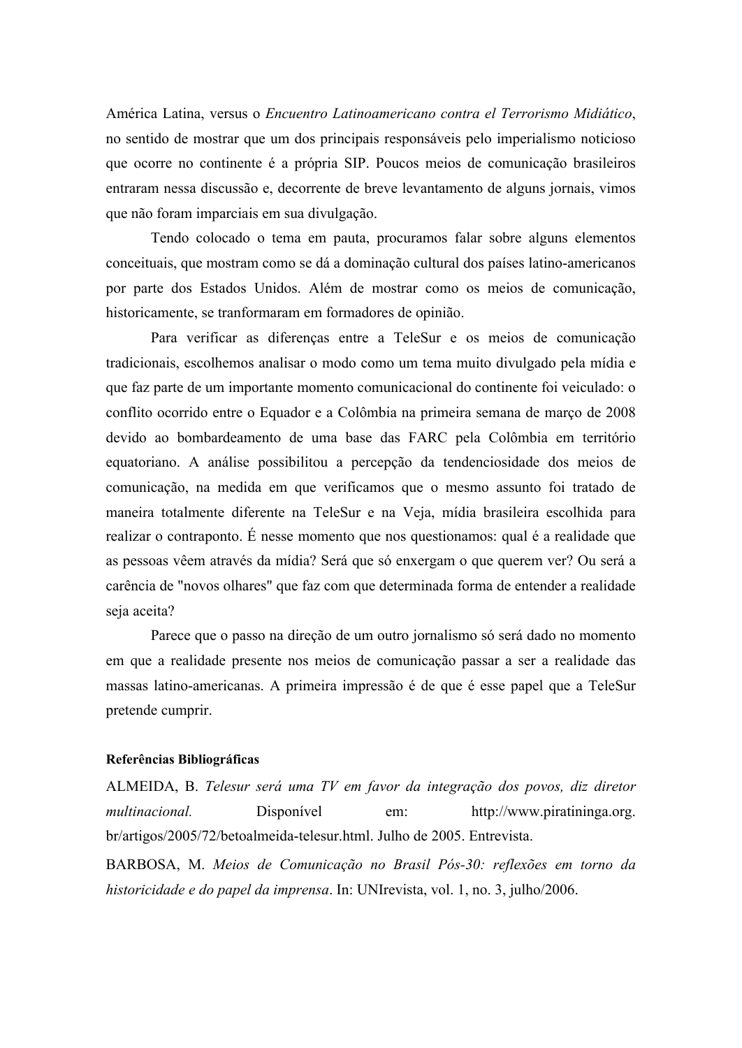América Latina, versus o *Encuentro Latinoamericano contra el Terrorismo Midiático*, no sentido de mostrar que um dos principais responsáveis pelo imperialismo noticioso que ocorre no continente é a própria SIP. Poucos meios de comunicação brasileiros entraram nessa discussão e, decorrente de breve levantamento de alguns jornais, vimos que não foram imparciais em sua divulgação.

Tendo colocado o tema em pauta, procuramos falar sobre alguns elementos conceituais, que mostram como se dá a dominação cultural dos países latino-americanos por parte dos Estados Unidos. Além de mostrar como os meios de comunicação, historicamente, se tranformaram em formadores de opinião.

Para verificar as diferenças entre a TeleSur e os meios de comunicação tradicionais, escolhemos analisar o modo como um tema muito divulgado pela mídia e que faz parte de um importante momento comunicacional do continente foi veiculado: o conflito ocorrido entre o Equador e a Colômbia na primeira semana de março de 2008 devido ao bombardeamento de uma base das FARC pela Colômbia em território equatoriano. A análise possibilitou a percepção da tendenciosidade dos meios de comunicação, na medida em que verificamos que o mesmo assunto foi tratado de maneira totalmente diferente na TeleSur e na Veja, mídia brasileira escolhida para realizar o contraponto. É nesse momento que nos questionamos: qual é a realidade que as pessoas vêem através da mídia? Será que só enxergam o que querem ver? Ou será a carência de "novos olhares" que faz com que determinada forma de entender a realidade seja aceita?

Parece que o passo na direção de um outro jornalismo só será dado no momento em que a realidade presente nos meios de comunicação passar a ser a realidade das massas latino-americanas. A primeira impressão é de que é esse papel que a TeleSur pretende cumprir.

#### Referências Bibliográficas

ALMEIDA, B. *Telesur será uma TV em favor da integração dos povos, diz diretor multinacional.* Disponível em: http://www.piratininga.org.br/artigos/2005/72/betoalmeida-telesur.html. Julho de 2005. Entrevista.

BARBOSA, M. *Meios de Comunicação no Brasil Pós-30: reflexões em torno da historicidade e do papel da imprensa*. In: UNIrevista, vol. 1, no. 3, julho/2006.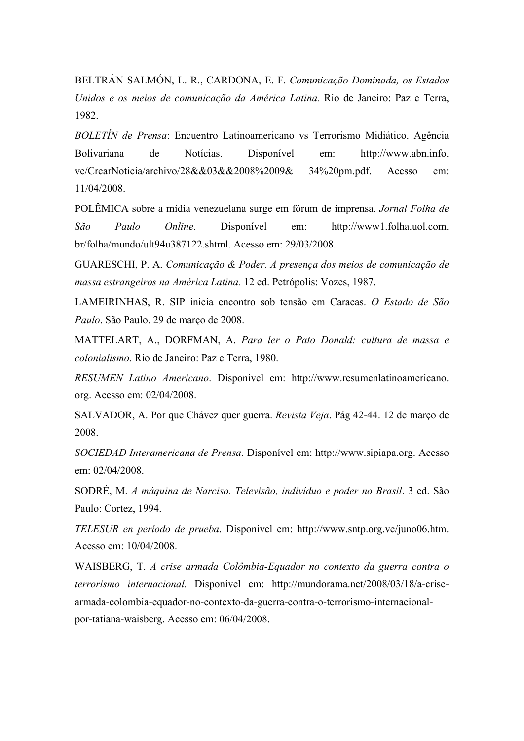BELTRÁN SALMÓN, L. R., CARDONA, E. F. *Comunicação Dominada, os Estados Unidos e os meios de comunicação da América Latina.* Rio de Janeiro: Paz e Terra, 1982.

*BOLETÍN de Prensa*: Encuentro Latinoamericano vs Terrorismo Midiático. Agência Bolivariana de Notícias. Disponível em: http://www.abn.info.ve/CrearNoticia/archivo/28&&03&&2008%2009& 34%20pm.pdf. Acesso em: 11/04/2008.

POLÊMICA sobre a mídia venezuelana surge em fórum de imprensa. *Jornal Folha de São Paulo Online*. Disponível em: http://www1.folha.uol.com.br/folha/mundo/ult94u387122.shtml. Acesso em: 29/03/2008.

GUARESCHI, P. A. *Comunicação & Poder. A presença dos meios de comunicação de massa estrangeiros na América Latina.* 12 ed. Petrópolis: Vozes, 1987.

LAMEIRINHAS, R. SIP inicia encontro sob tensão em Caracas. *O Estado de São Paulo*. São Paulo. 29 de março de 2008.

MATTELART, A., DORFMAN, A. *Para ler o Pato Donald: cultura de massa e colonialismo*. Rio de Janeiro: Paz e Terra, 1980.

*RESUMEN Latino Americano*. Disponível em: http://www.resumenlatinoamericano.org. Acesso em: 02/04/2008.

SALVADOR, A. Por que Chávez quer guerra. *Revista Veja*. Pág 42-44. 12 de março de 2008.

*SOCIEDAD Interamericana de Prensa*. Disponível em: http://www.sipiapa.org. Acesso em: 02/04/2008.

SODRÉ, M. *A máquina de Narciso. Televisão, indivíduo e poder no Brasil*. 3 ed. São Paulo: Cortez, 1994.

*TELESUR en período de prueba*. Disponível em: http://www.sntp.org.ve/juno06.htm. Acesso em: 10/04/2008.

WAISBERG, T. *A crise armada Colômbia-Equador no contexto da guerra contra o terrorismo internacional.* Disponível em: http://mundorama.net/2008/03/18/a-crise-armada-colombia-equador-no-contexto-da-guerra-contra-o-terrorismo-internacional-por-tatiana-waisberg. Acesso em: 06/04/2008.